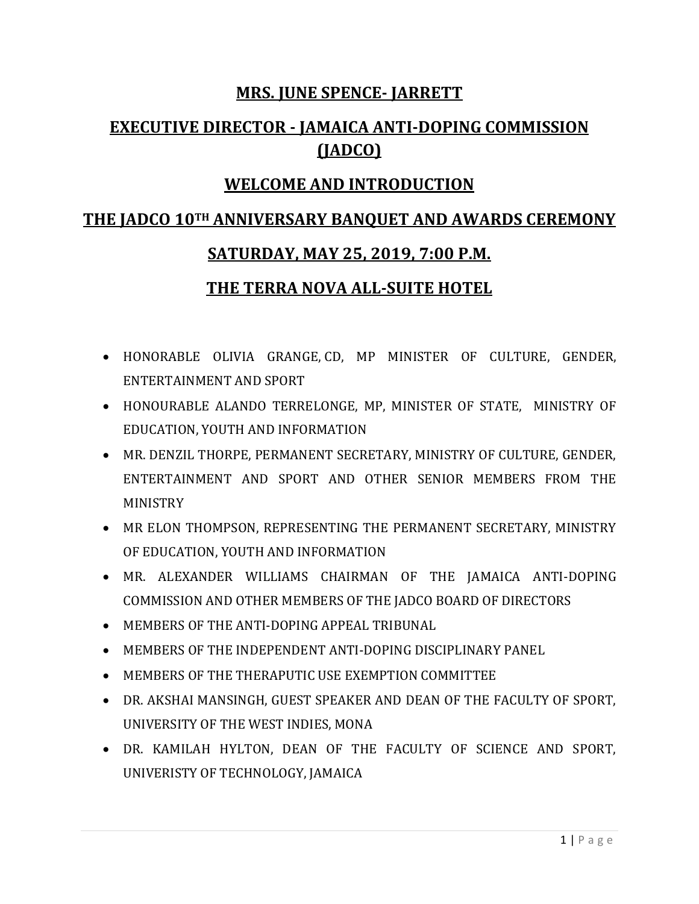# MRS. JUNE SPENCE- JARRETT

## EXECUTIVE DIRECTOR - JAMAICA ANTI-DOPING COMMISSION (JADCO)

## WELCOME AND INTRODUCTION

## THE JADCO 10TH ANNIVERSARY BANQUET AND AWARDS CEREMONY

## SATURDAY, MAY 25, 2019, 7:00 P.M.

## THE TERRA NOVA ALL-SUITE HOTEL

- HONORABLE OLIVIA GRANGE, CD, MP MINISTER OF CULTURE, GENDER, ENTERTAINMENT AND SPORT
- HONOURABLE ALANDO TERRELONGE, MP, MINISTER OF STATE, MINISTRY OF EDUCATION, YOUTH AND INFORMATION
- MR. DENZIL THORPE, PERMANENT SECRETARY, MINISTRY OF CULTURE, GENDER, ENTERTAINMENT AND SPORT AND OTHER SENIOR MEMBERS FROM THE MINISTRY
- MR ELON THOMPSON, REPRESENTING THE PERMANENT SECRETARY, MINISTRY OF EDUCATION, YOUTH AND INFORMATION
- MR. ALEXANDER WILLIAMS CHAIRMAN OF THE JAMAICA ANTI-DOPING COMMISSION AND OTHER MEMBERS OF THE JADCO BOARD OF DIRECTORS
- MEMBERS OF THE ANTI-DOPING APPEAL TRIBUNAL
- MEMBERS OF THE INDEPENDENT ANTI-DOPING DISCIPLINARY PANEL
- MEMBERS OF THE THERAPUTIC USE EXEMPTION COMMITTEE
- DR. AKSHAI MANSINGH, GUEST SPEAKER AND DEAN OF THE FACULTY OF SPORT, UNIVERSITY OF THE WEST INDIES, MONA
- DR. KAMILAH HYLTON, DEAN OF THE FACULTY OF SCIENCE AND SPORT, UNIVERISTY OF TECHNOLOGY, JAMAICA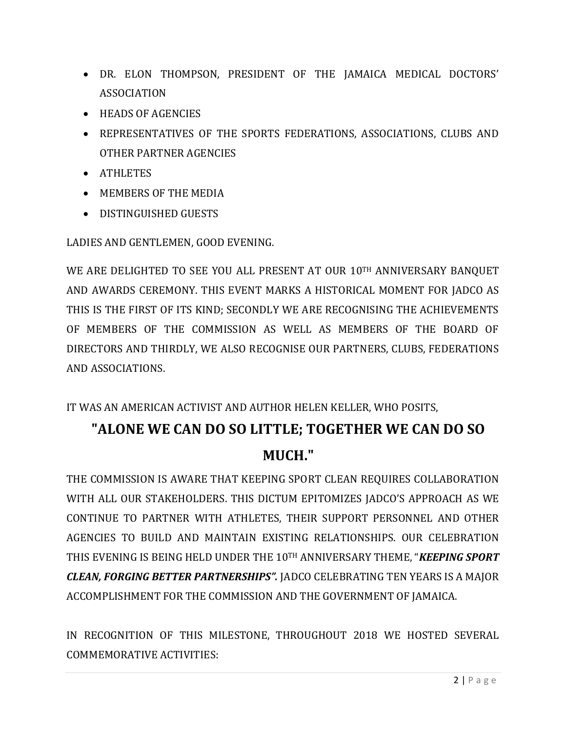- DR. ELON THOMPSON, PRESIDENT OF THE JAMAICA MEDICAL DOCTORS' ASSOCIATION
- HEADS OF AGENCIES
- REPRESENTATIVES OF THE SPORTS FEDERATIONS, ASSOCIATIONS, CLUBS AND OTHER PARTNER AGENCIES
- ATHLETES
- MEMBERS OF THE MEDIA
- DISTINGUISHED GUESTS

LADIES AND GENTLEMEN, GOOD EVENING.

WE ARE DELIGHTED TO SEE YOU ALL PRESENT AT OUR 10TH ANNIVERSARY BANQUET AND AWARDS CEREMONY. THIS EVENT MARKS A HISTORICAL MOMENT FOR JADCO AS THIS IS THE FIRST OF ITS KIND; SECONDLY WE ARE RECOGNISING THE ACHIEVEMENTS OF MEMBERS OF THE COMMISSION AS WELL AS MEMBERS OF THE BOARD OF DIRECTORS AND THIRDLY, WE ALSO RECOGNISE OUR PARTNERS, CLUBS, FEDERATIONS AND ASSOCIATIONS.

IT WAS AN AMERICAN ACTIVIST AND AUTHOR HELEN KELLER, WHO POSITS,

**"ALONE WE CAN DO SO LITTLE; TOGETHER WE CAN DO SO MUCH."**

THE COMMISSION IS AWARE THAT KEEPING SPORT CLEAN REQUIRES COLLABORATION WITH ALL OUR STAKEHOLDERS. THIS DICTUM EPITOMIZES JADCO'S APPROACH AS WE CONTINUE TO PARTNER WITH ATHLETES, THEIR SUPPORT PERSONNEL AND OTHER AGENCIES TO BUILD AND MAINTAIN EXISTING RELATIONSHIPS. OUR CELEBRATION THIS EVENING IS BEING HELD UNDER THE 10TH ANNIVERSARY THEME, "***KEEPING SPORT CLEAN, FORGING BETTER PARTNERSHIPS".*** JADCO CELEBRATING TEN YEARS IS A MAJOR ACCOMPLISHMENT FOR THE COMMISSION AND THE GOVERNMENT OF JAMAICA.

IN RECOGNITION OF THIS MILESTONE, THROUGHOUT 2018 WE HOSTED SEVERAL COMMEMORATIVE ACTIVITIES: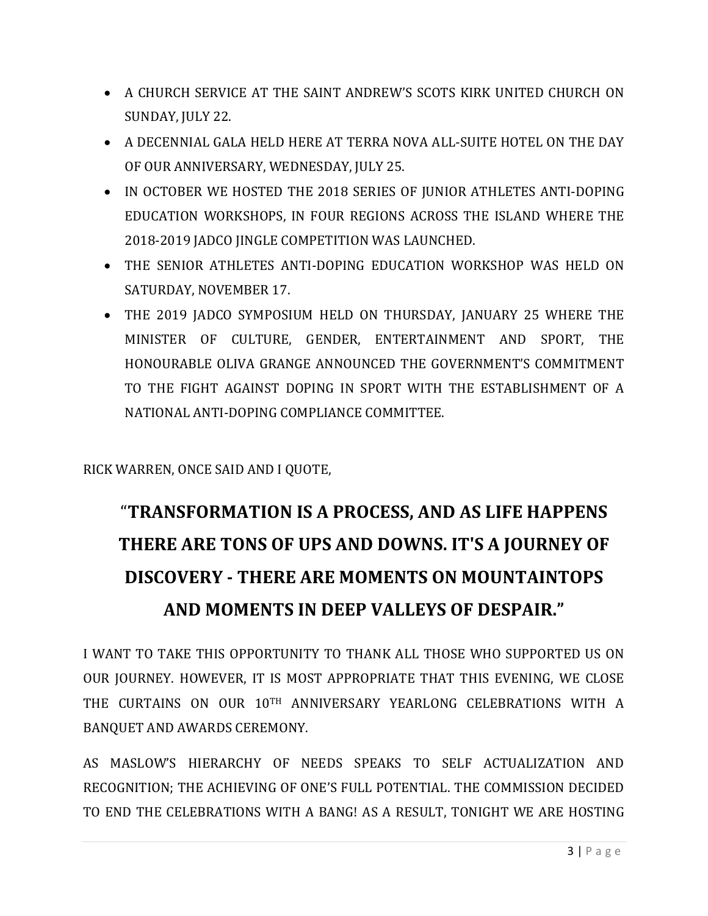- A CHURCH SERVICE AT THE SAINT ANDREW'S SCOTS KIRK UNITED CHURCH ON SUNDAY, JULY 22.
- A DECENNIAL GALA HELD HERE AT TERRA NOVA ALL-SUITE HOTEL ON THE DAY OF OUR ANNIVERSARY, WEDNESDAY, JULY 25.
- IN OCTOBER WE HOSTED THE 2018 SERIES OF JUNIOR ATHLETES ANTI-DOPING EDUCATION WORKSHOPS, IN FOUR REGIONS ACROSS THE ISLAND WHERE THE 2018-2019 JADCO JINGLE COMPETITION WAS LAUNCHED.
- THE SENIOR ATHLETES ANTI-DOPING EDUCATION WORKSHOP WAS HELD ON SATURDAY, NOVEMBER 17.
- THE 2019 JADCO SYMPOSIUM HELD ON THURSDAY, JANUARY 25 WHERE THE MINISTER OF CULTURE, GENDER, ENTERTAINMENT AND SPORT, THE HONOURABLE OLIVA GRANGE ANNOUNCED THE GOVERNMENT'S COMMITMENT TO THE FIGHT AGAINST DOPING IN SPORT WITH THE ESTABLISHMENT OF A NATIONAL ANTI-DOPING COMPLIANCE COMMITTEE.

RICK WARREN, ONCE SAID AND I QUOTE,

**"TRANSFORMATION IS A PROCESS, AND AS LIFE HAPPENS THERE ARE TONS OF UPS AND DOWNS. IT'S A JOURNEY OF DISCOVERY - THERE ARE MOMENTS ON MOUNTAINTOPS AND MOMENTS IN DEEP VALLEYS OF DESPAIR."**

I WANT TO TAKE THIS OPPORTUNITY TO THANK ALL THOSE WHO SUPPORTED US ON OUR JOURNEY. HOWEVER, IT IS MOST APPROPRIATE THAT THIS EVENING, WE CLOSE THE CURTAINS ON OUR 10TH ANNIVERSARY YEARLONG CELEBRATIONS WITH A BANQUET AND AWARDS CEREMONY.

AS MASLOW'S HIERARCHY OF NEEDS SPEAKS TO SELF ACTUALIZATION AND RECOGNITION; THE ACHIEVING OF ONE'S FULL POTENTIAL. THE COMMISSION DECIDED TO END THE CELEBRATIONS WITH A BANG! AS A RESULT, TONIGHT WE ARE HOSTING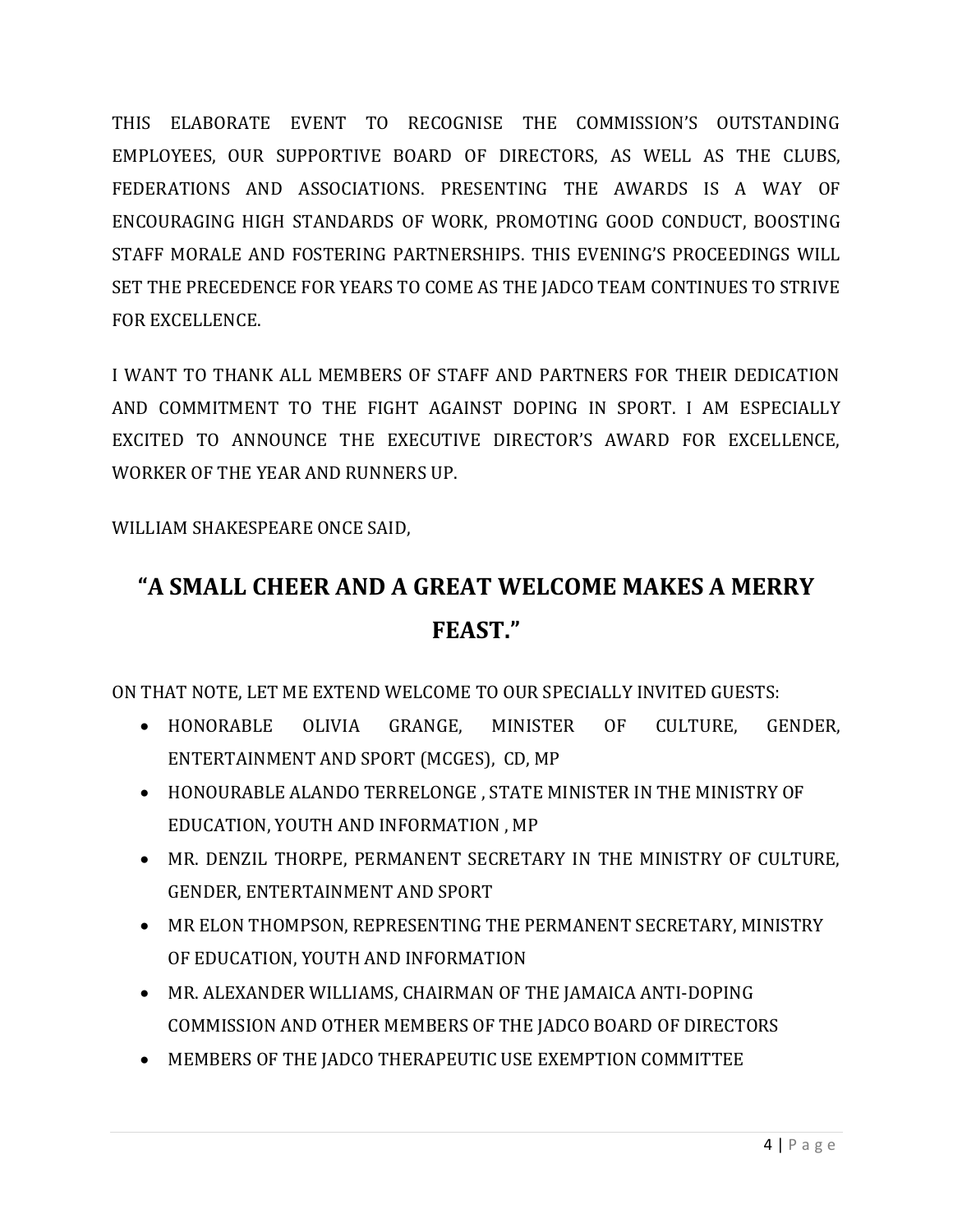THIS ELABORATE EVENT TO RECOGNISE THE COMMISSION'S OUTSTANDING EMPLOYEES, OUR SUPPORTIVE BOARD OF DIRECTORS, AS WELL AS THE CLUBS, FEDERATIONS AND ASSOCIATIONS. PRESENTING THE AWARDS IS A WAY OF ENCOURAGING HIGH STANDARDS OF WORK, PROMOTING GOOD CONDUCT, BOOSTING STAFF MORALE AND FOSTERING PARTNERSHIPS. THIS EVENING'S PROCEEDINGS WILL SET THE PRECEDENCE FOR YEARS TO COME AS THE JADCO TEAM CONTINUES TO STRIVE FOR EXCELLENCE.

I WANT TO THANK ALL MEMBERS OF STAFF AND PARTNERS FOR THEIR DEDICATION AND COMMITMENT TO THE FIGHT AGAINST DOPING IN SPORT. I AM ESPECIALLY EXCITED TO ANNOUNCE THE EXECUTIVE DIRECTOR'S AWARD FOR EXCELLENCE, WORKER OF THE YEAR AND RUNNERS UP.

WILLIAM SHAKESPEARE ONCE SAID,

**"A SMALL CHEER AND A GREAT WELCOME MAKES A MERRY FEAST."**

ON THAT NOTE, LET ME EXTEND WELCOME TO OUR SPECIALLY INVITED GUESTS:

- HONORABLE OLIVIA GRANGE, MINISTER OF CULTURE, GENDER, ENTERTAINMENT AND SPORT (MCGES), CD, MP
- HONOURABLE ALANDO TERRELONGE , STATE MINISTER IN THE MINISTRY OF EDUCATION, YOUTH AND INFORMATION , MP
- MR. DENZIL THORPE, PERMANENT SECRETARY IN THE MINISTRY OF CULTURE, GENDER, ENTERTAINMENT AND SPORT
- MR ELON THOMPSON, REPRESENTING THE PERMANENT SECRETARY, MINISTRY OF EDUCATION, YOUTH AND INFORMATION
- MR. ALEXANDER WILLIAMS, CHAIRMAN OF THE JAMAICA ANTI-DOPING COMMISSION AND OTHER MEMBERS OF THE JADCO BOARD OF DIRECTORS
- MEMBERS OF THE JADCO THERAPEUTIC USE EXEMPTION COMMITTEE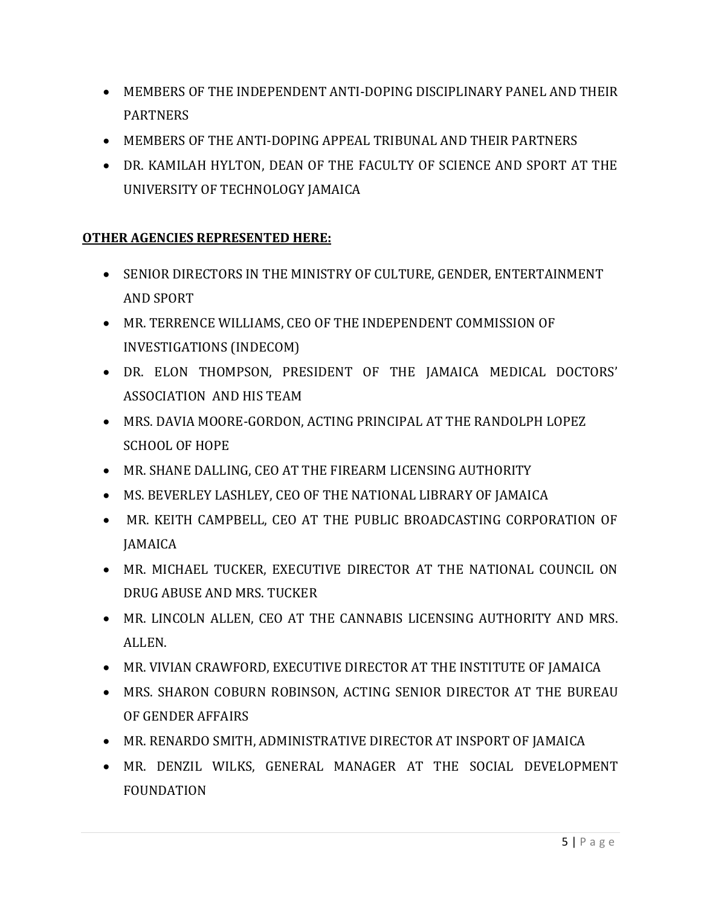- MEMBERS OF THE INDEPENDENT ANTI-DOPING DISCIPLINARY PANEL AND THEIR PARTNERS
- MEMBERS OF THE ANTI-DOPING APPEAL TRIBUNAL AND THEIR PARTNERS
- DR. KAMILAH HYLTON, DEAN OF THE FACULTY OF SCIENCE AND SPORT AT THE UNIVERSITY OF TECHNOLOGY JAMAICA

**<u>OTHER AGENCIES REPRESENTED HERE:</u>**

- SENIOR DIRECTORS IN THE MINISTRY OF CULTURE, GENDER, ENTERTAINMENT AND SPORT
- MR. TERRENCE WILLIAMS, CEO OF THE INDEPENDENT COMMISSION OF INVESTIGATIONS (INDECOM)
- DR. ELON THOMPSON, PRESIDENT OF THE JAMAICA MEDICAL DOCTORS' ASSOCIATION AND HIS TEAM
- MRS. DAVIA MOORE-GORDON, ACTING PRINCIPAL AT THE RANDOLPH LOPEZ SCHOOL OF HOPE
- MR. SHANE DALLING, CEO AT THE FIREARM LICENSING AUTHORITY
- MS. BEVERLEY LASHLEY, CEO OF THE NATIONAL LIBRARY OF JAMAICA
- MR. KEITH CAMPBELL, CEO AT THE PUBLIC BROADCASTING CORPORATION OF JAMAICA
- MR. MICHAEL TUCKER, EXECUTIVE DIRECTOR AT THE NATIONAL COUNCIL ON DRUG ABUSE AND MRS. TUCKER
- MR. LINCOLN ALLEN, CEO AT THE CANNABIS LICENSING AUTHORITY AND MRS. ALLEN.
- MR. VIVIAN CRAWFORD, EXECUTIVE DIRECTOR AT THE INSTITUTE OF JAMAICA
- MRS. SHARON COBURN ROBINSON, ACTING SENIOR DIRECTOR AT THE BUREAU OF GENDER AFFAIRS
- MR. RENARDO SMITH, ADMINISTRATIVE DIRECTOR AT INSPORT OF JAMAICA
- MR. DENZIL WILKS, GENERAL MANAGER AT THE SOCIAL DEVELOPMENT FOUNDATION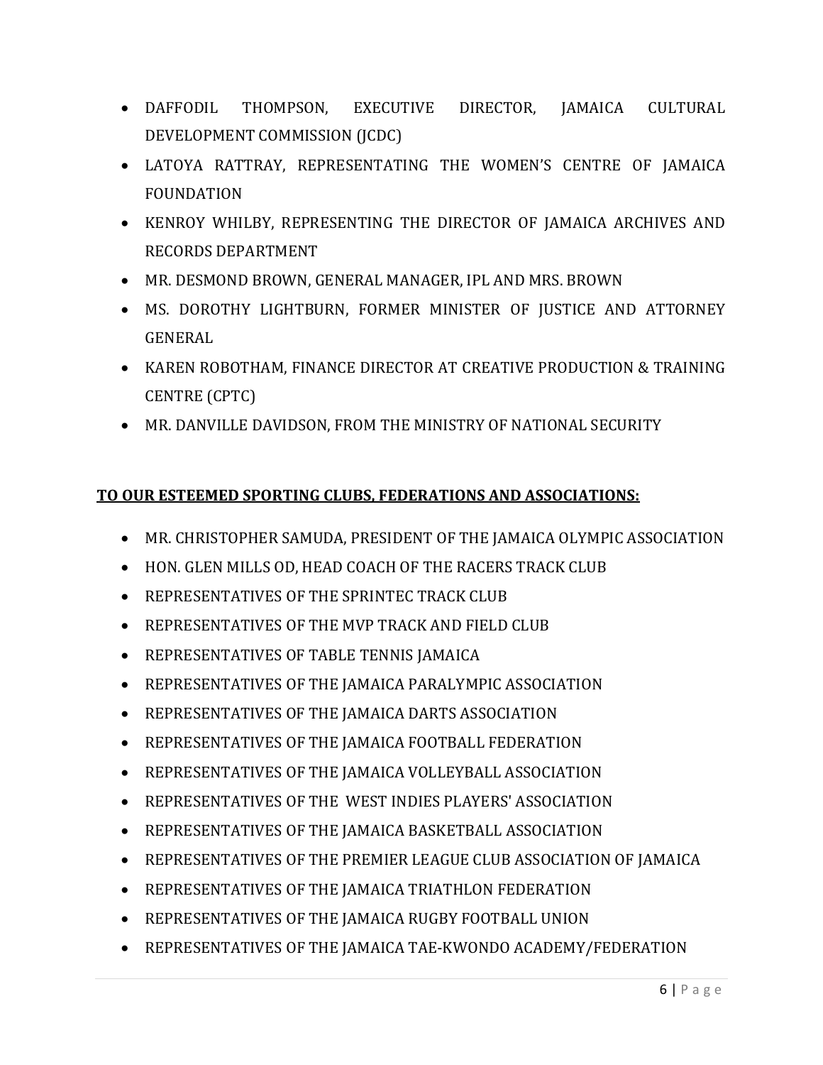- DAFFODIL THOMPSON, EXECUTIVE DIRECTOR, JAMAICA CULTURAL DEVELOPMENT COMMISSION (JCDC)
- LATOYA RATTRAY, REPRESENTATING THE WOMEN'S CENTRE OF JAMAICA FOUNDATION
- KENROY WHILBY, REPRESENTING THE DIRECTOR OF JAMAICA ARCHIVES AND RECORDS DEPARTMENT
- MR. DESMOND BROWN, GENERAL MANAGER, IPL AND MRS. BROWN
- MS. DOROTHY LIGHTBURN, FORMER MINISTER OF JUSTICE AND ATTORNEY GENERAL
- KAREN ROBOTHAM, FINANCE DIRECTOR AT CREATIVE PRODUCTION & TRAINING CENTRE (CPTC)
- MR. DANVILLE DAVIDSON, FROM THE MINISTRY OF NATIONAL SECURITY

**TO OUR ESTEEMED SPORTING CLUBS, FEDERATIONS AND ASSOCIATIONS:**

- MR. CHRISTOPHER SAMUDA, PRESIDENT OF THE JAMAICA OLYMPIC ASSOCIATION
- HON. GLEN MILLS OD, HEAD COACH OF THE RACERS TRACK CLUB
- REPRESENTATIVES OF THE SPRINTEC TRACK CLUB
- REPRESENTATIVES OF THE MVP TRACK AND FIELD CLUB
- REPRESENTATIVES OF TABLE TENNIS JAMAICA
- REPRESENTATIVES OF THE JAMAICA PARALYMPIC ASSOCIATION
- REPRESENTATIVES OF THE JAMAICA DARTS ASSOCIATION
- REPRESENTATIVES OF THE JAMAICA FOOTBALL FEDERATION
- REPRESENTATIVES OF THE JAMAICA VOLLEYBALL ASSOCIATION
- REPRESENTATIVES OF THE WEST INDIES PLAYERS' ASSOCIATION
- REPRESENTATIVES OF THE JAMAICA BASKETBALL ASSOCIATION
- REPRESENTATIVES OF THE PREMIER LEAGUE CLUB ASSOCIATION OF JAMAICA
- REPRESENTATIVES OF THE JAMAICA TRIATHLON FEDERATION
- REPRESENTATIVES OF THE JAMAICA RUGBY FOOTBALL UNION
- REPRESENTATIVES OF THE JAMAICA TAE-KWONDO ACADEMY/FEDERATION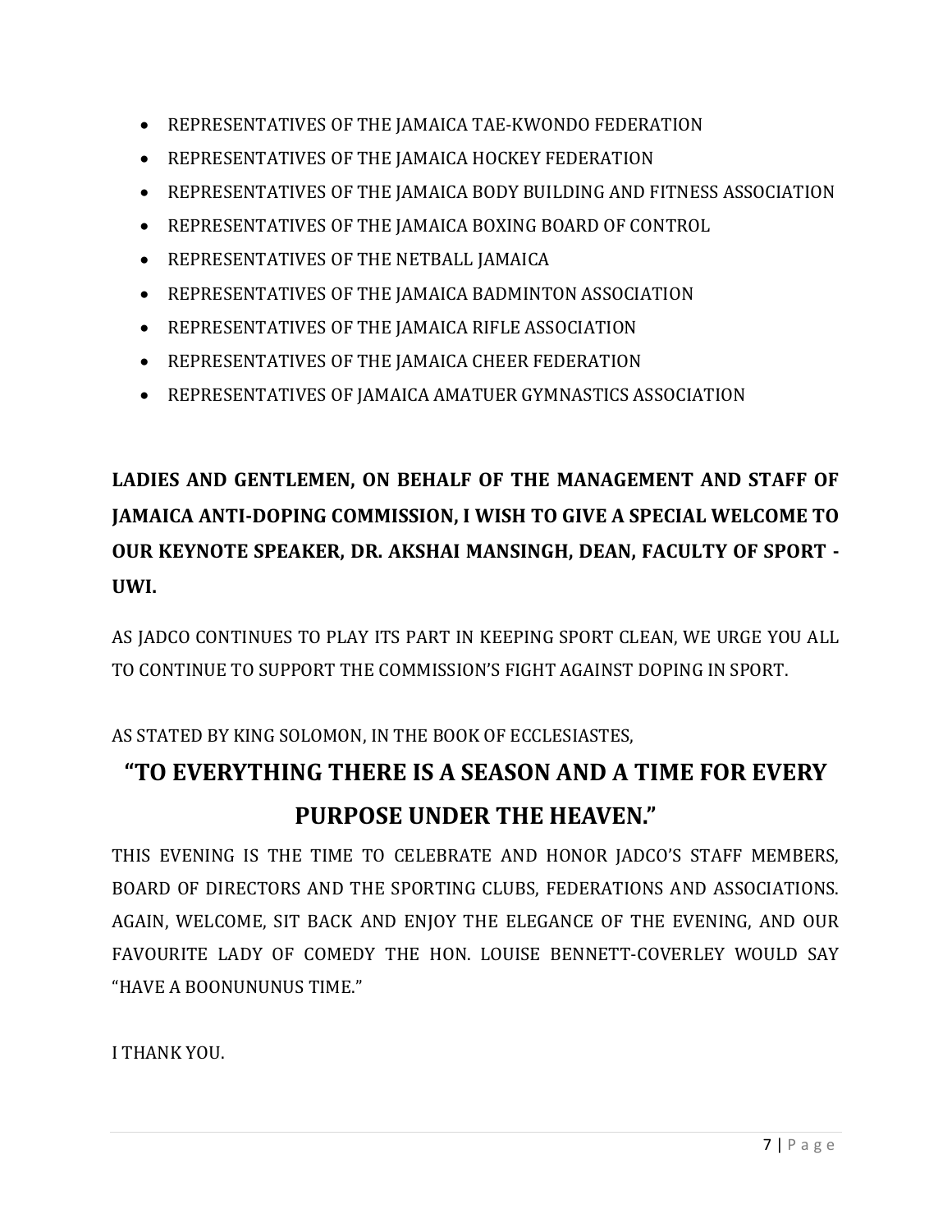- REPRESENTATIVES OF THE JAMAICA TAE-KWONDO FEDERATION
- REPRESENTATIVES OF THE JAMAICA HOCKEY FEDERATION
- REPRESENTATIVES OF THE JAMAICA BODY BUILDING AND FITNESS ASSOCIATION
- REPRESENTATIVES OF THE JAMAICA BOXING BOARD OF CONTROL
- REPRESENTATIVES OF THE NETBALL JAMAICA
- REPRESENTATIVES OF THE JAMAICA BADMINTON ASSOCIATION
- REPRESENTATIVES OF THE JAMAICA RIFLE ASSOCIATION
- REPRESENTATIVES OF THE JAMAICA CHEER FEDERATION
- REPRESENTATIVES OF JAMAICA AMATUER GYMNASTICS ASSOCIATION

**LADIES AND GENTLEMEN, ON BEHALF OF THE MANAGEMENT AND STAFF OF JAMAICA ANTI-DOPING COMMISSION, I WISH TO GIVE A SPECIAL WELCOME TO OUR KEYNOTE SPEAKER, DR. AKSHAI MANSINGH, DEAN, FACULTY OF SPORT - UWI.**

AS JADCO CONTINUES TO PLAY ITS PART IN KEEPING SPORT CLEAN, WE URGE YOU ALL TO CONTINUE TO SUPPORT THE COMMISSION'S FIGHT AGAINST DOPING IN SPORT.

AS STATED BY KING SOLOMON, IN THE BOOK OF ECCLESIASTES,

**"TO EVERYTHING THERE IS A SEASON AND A TIME FOR EVERY PURPOSE UNDER THE HEAVEN."**

THIS EVENING IS THE TIME TO CELEBRATE AND HONOR JADCO'S STAFF MEMBERS, BOARD OF DIRECTORS AND THE SPORTING CLUBS, FEDERATIONS AND ASSOCIATIONS. AGAIN, WELCOME, SIT BACK AND ENJOY THE ELEGANCE OF THE EVENING, AND OUR FAVOURITE LADY OF COMEDY THE HON. LOUISE BENNETT-COVERLEY WOULD SAY "HAVE A BOONUNUNUS TIME."

I THANK YOU.